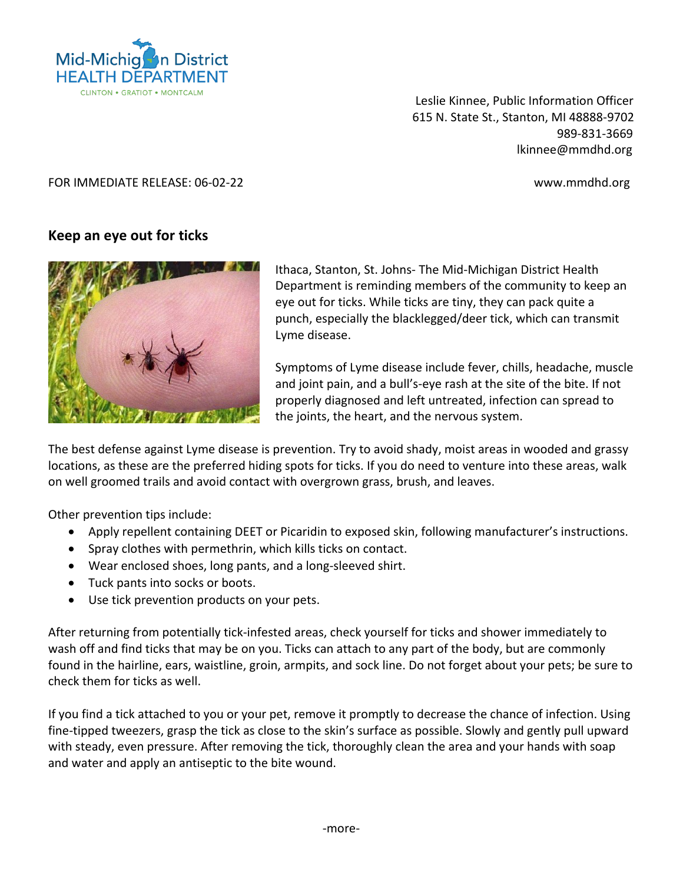Mid-Michigan District HEALTH DEPARTMENT
CLINTON • GRATIOT • MONTCALM

Leslie Kinnee, Public Information Officer
615 N. State St., Stanton, MI 48888-9702
989-831-3669
lkinnee@mmdhd.org

FOR IMMEDIATE RELEASE: 06-02-22

www.mmdhd.org

## Keep an eye out for ticks

Ithaca, Stanton, St. Johns- The Mid-Michigan District Health Department is reminding members of the community to keep an eye out for ticks. While ticks are tiny, they can pack quite a punch, especially the blacklegged/deer tick, which can transmit Lyme disease.

Symptoms of Lyme disease include fever, chills, headache, muscle and joint pain, and a bull's-eye rash at the site of the bite. If not properly diagnosed and left untreated, infection can spread to the joints, the heart, and the nervous system.

The best defense against Lyme disease is prevention. Try to avoid shady, moist areas in wooded and grassy locations, as these are the preferred hiding spots for ticks. If you do need to venture into these areas, walk on well groomed trails and avoid contact with overgrown grass, brush, and leaves.

Other prevention tips include:

- Apply repellent containing DEET or Picaridin to exposed skin, following manufacturer's instructions.
- Spray clothes with permethrin, which kills ticks on contact.
- Wear enclosed shoes, long pants, and a long-sleeved shirt.
- Tuck pants into socks or boots.
- Use tick prevention products on your pets.

After returning from potentially tick-infested areas, check yourself for ticks and shower immediately to wash off and find ticks that may be on you. Ticks can attach to any part of the body, but are commonly found in the hairline, ears, waistline, groin, armpits, and sock line. Do not forget about your pets; be sure to check them for ticks as well.

If you find a tick attached to you or your pet, remove it promptly to decrease the chance of infection. Using fine-tipped tweezers, grasp the tick as close to the skin's surface as possible. Slowly and gently pull upward with steady, even pressure. After removing the tick, thoroughly clean the area and your hands with soap and water and apply an antiseptic to the bite wound.

-more-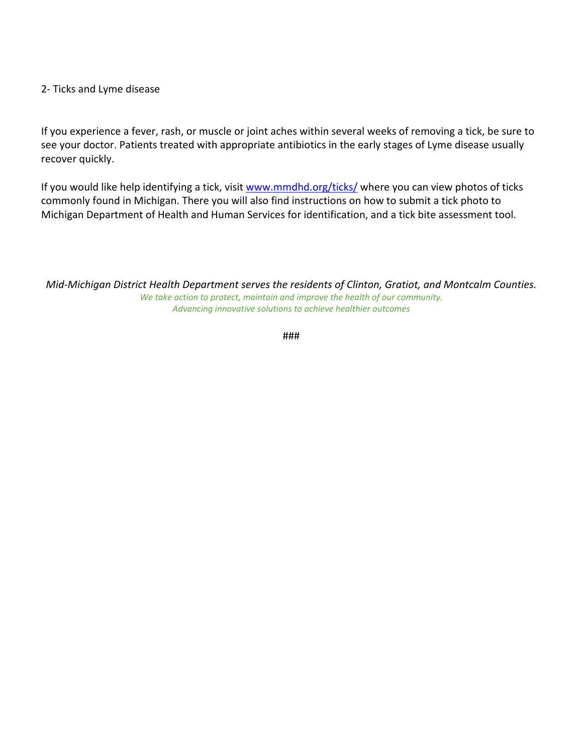2- Ticks and Lyme disease

If you experience a fever, rash, or muscle or joint aches within several weeks of removing a tick, be sure to see your doctor. Patients treated with appropriate antibiotics in the early stages of Lyme disease usually recover quickly.

If you would like help identifying a tick, visit [www.mmdhd.org/ticks/](www.mmdhd.org/ticks/) where you can view photos of ticks commonly found in Michigan. There you will also find instructions on how to submit a tick photo to Michigan Department of Health and Human Services for identification, and a tick bite assessment tool.

*Mid-Michigan District Health Department serves the residents of Clinton, Gratiot, and Montcalm Counties.*

*We take action to protect, maintain and improve the health of our community.*

*Advancing innovative solutions to achieve healthier outcomes*

###